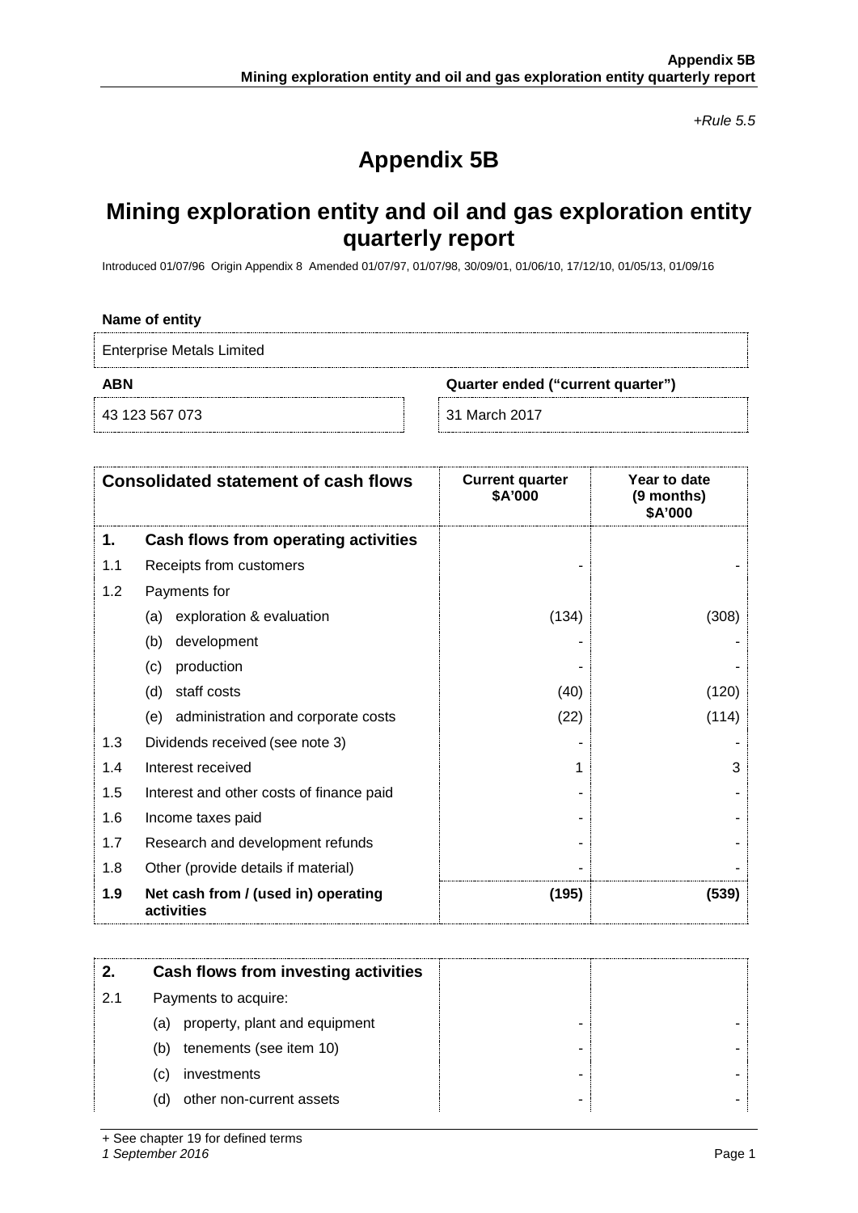*+Rule 5.5*

# Appendix 5B

## Mining exploration entity and oil and gas exploration entity quarterly report

Introduced 01/07/96 Origin Appendix 8 Amended 01/07/97, 01/07/98, 30/09/01, 01/06/10, 17/12/10, 01/05/13, 01/09/16

**Name of entity**

Enterprise Metals Limited

| ABN | Quarter ended ("current quarter") |
|---|---|
| 43 123 567 073 | 31 March 2017 |

| | Consolidated statement of cash flows | Current quarter \$A'000 | Year to date (9 months) \$A'000 |
|---|---|---|---|
| **1.** | **Cash flows from operating activities** | | |
| 1.1 | Receipts from customers | - | - |
| 1.2 | Payments for | | |
| | (a) exploration & evaluation | (134) | (308) |
| | (b) development | - | - |
| | (c) production | - | - |
| | (d) staff costs | (40) | (120) |
| | (e) administration and corporate costs | (22) | (114) |
| 1.3 | Dividends received (see note 3) | - | - |
| 1.4 | Interest received | 1 | 3 |
| 1.5 | Interest and other costs of finance paid | - | - |
| 1.6 | Income taxes paid | - | - |
| 1.7 | Research and development refunds | - | - |
| 1.8 | Other (provide details if material) | - | - |
| **1.9** | **Net cash from / (used in) operating activities** | **(195)** | **(539)** |

| | | | |
|---|---|---|---|
| **2.** | **Cash flows from investing activities** | | |
| 2.1 | Payments to acquire: | | |
| | (a) property, plant and equipment | - | - |
| | (b) tenements (see item 10) | - | - |
| | (c) investments | - | - |
| | (d) other non-current assets | - | - |

+ See chapter 19 for defined terms
*1 September 2016*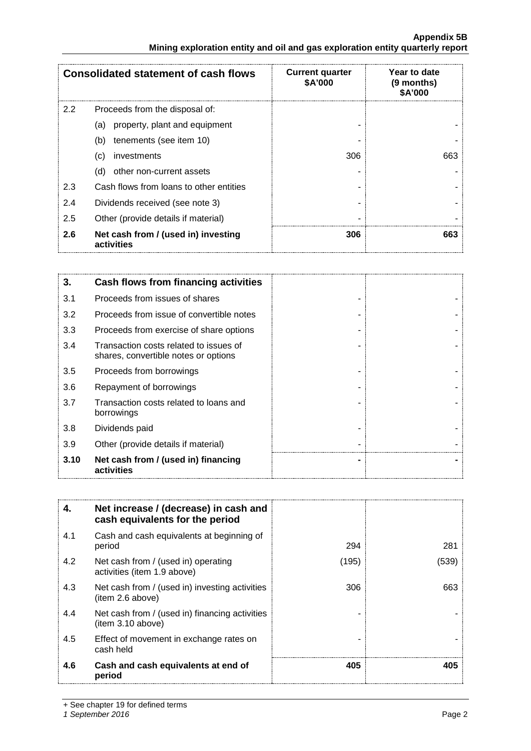| Consolidated statement of cash flows | | Current quarter $A'000 | Year to date (9 months) $A'000 |
|---|---|---|---|
| 2.2 | Proceeds from the disposal of: | | |
| | (a) property, plant and equipment | - | - |
| | (b) tenements (see item 10) | - | - |
| | (c) investments | 306 | 663 |
| | (d) other non-current assets | - | - |
| 2.3 | Cash flows from loans to other entities | - | - |
| 2.4 | Dividends received (see note 3) | - | - |
| 2.5 | Other (provide details if material) | - | - |
| **2.6** | **Net cash from / (used in) investing activities** | **306** | **663** |

| **3.** | **Cash flows from financing activities** | | |
|---|---|---|---|
| 3.1 | Proceeds from issues of shares | - | - |
| 3.2 | Proceeds from issue of convertible notes | - | - |
| 3.3 | Proceeds from exercise of share options | - | - |
| 3.4 | Transaction costs related to issues of shares, convertible notes or options | - | - |
| 3.5 | Proceeds from borrowings | - | - |
| 3.6 | Repayment of borrowings | - | - |
| 3.7 | Transaction costs related to loans and borrowings | - | - |
| 3.8 | Dividends paid | - | - |
| 3.9 | Other (provide details if material) | - | - |
| **3.10** | **Net cash from / (used in) financing activities** | **-** | **-** |

| **4.** | **Net increase / (decrease) in cash and cash equivalents for the period** | | |
|---|---|---|---|
| 4.1 | Cash and cash equivalents at beginning of period | 294 | 281 |
| 4.2 | Net cash from / (used in) operating activities (item 1.9 above) | (195) | (539) |
| 4.3 | Net cash from / (used in) investing activities (item 2.6 above) | 306 | 663 |
| 4.4 | Net cash from / (used in) financing activities (item 3.10 above) | - | - |
| 4.5 | Effect of movement in exchange rates on cash held | - | - |
| **4.6** | **Cash and cash equivalents at end of period** | **405** | **405** |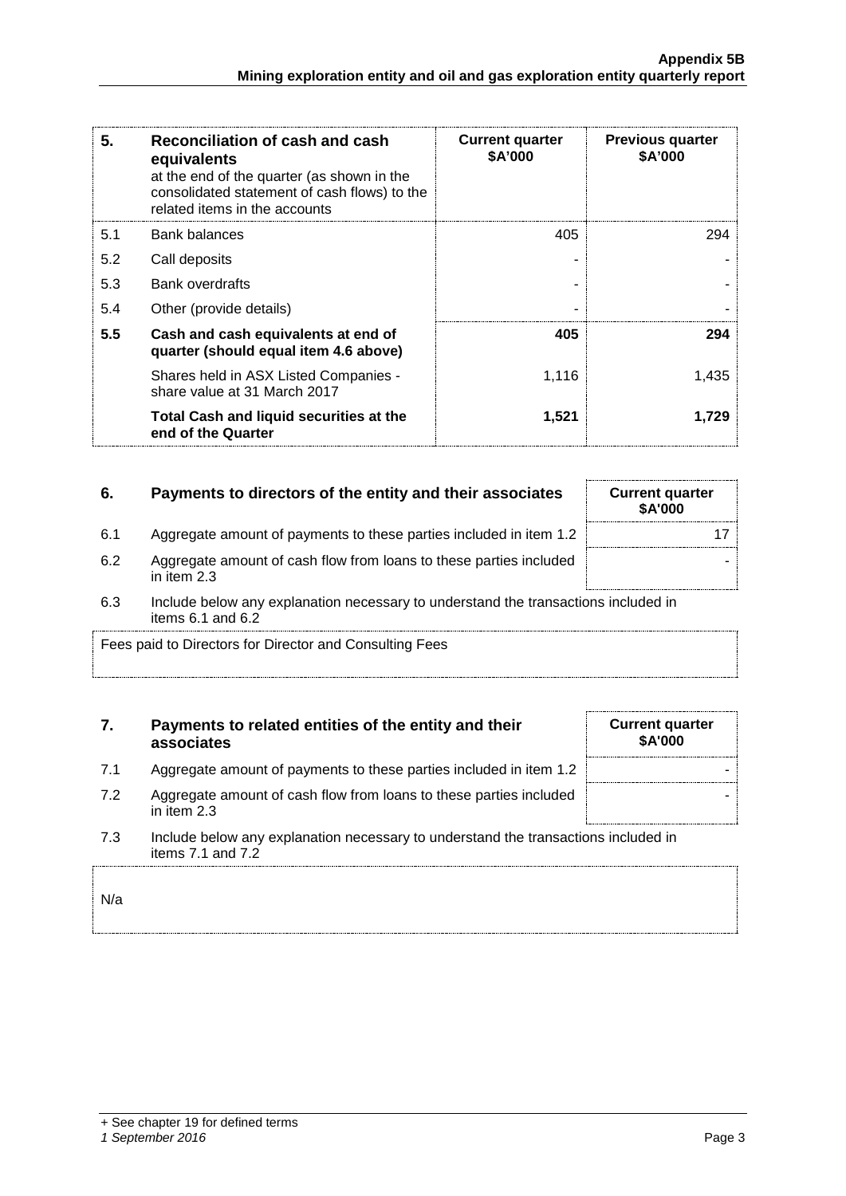| 5. | Reconciliation of cash and cash equivalents at the end of the quarter (as shown in the consolidated statement of cash flows) to the related items in the accounts | Current quarter $A'000 | Previous quarter $A'000 |
|---|---|---|---|
| 5.1 | Bank balances | 405 | 294 |
| 5.2 | Call deposits | - | - |
| 5.3 | Bank overdrafts | - | - |
| 5.4 | Other (provide details) | - | - |
| **5.5** | **Cash and cash equivalents at end of quarter (should equal item 4.6 above)** | **405** | **294** |
| | Shares held in ASX Listed Companies - share value at 31 March 2017 | 1,116 | 1,435 |
| | **Total Cash and liquid securities at the end of the Quarter** | **1,521** | **1,729** |

| 6. | Payments to directors of the entity and their associates | Current quarter $A'000 |
|---|---|---|
| 6.1 | Aggregate amount of payments to these parties included in item 1.2 | 17 |
| 6.2 | Aggregate amount of cash flow from loans to these parties included in item 2.3 | - |

6.3 Include below any explanation necessary to understand the transactions included in items 6.1 and 6.2

Fees paid to Directors for Director and Consulting Fees

| 7. | Payments to related entities of the entity and their associates | Current quarter $A'000 |
|---|---|---|
| 7.1 | Aggregate amount of payments to these parties included in item 1.2 | - |
| 7.2 | Aggregate amount of cash flow from loans to these parties included in item 2.3 | - |

7.3 Include below any explanation necessary to understand the transactions included in items 7.1 and 7.2

N/a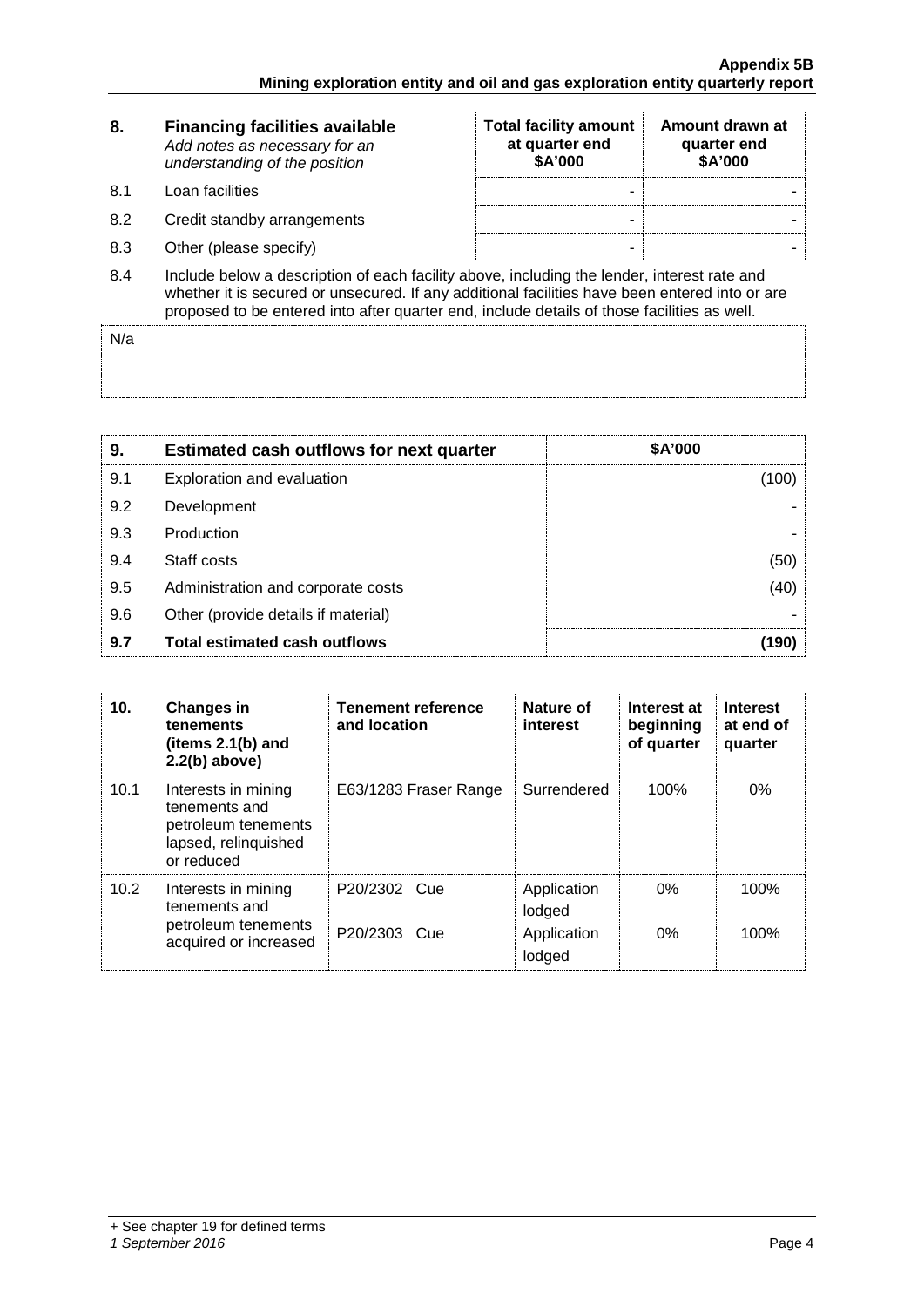| 8. | **Financing facilities available** *Add notes as necessary for an understanding of the position* | **Total facility amount at quarter end $A'000** | **Amount drawn at quarter end $A'000** |
|---|---|---|---|
| 8.1 | Loan facilities | - | - |
| 8.2 | Credit standby arrangements | - | - |
| 8.3 | Other (please specify) | - | - |

8.4 Include below a description of each facility above, including the lender, interest rate and whether it is secured or unsecured. If any additional facilities have been entered into or are proposed to be entered into after quarter end, include details of those facilities as well.

N/a

| 9. | **Estimated cash outflows for next quarter** | **$A'000** |
|---|---|---|
| 9.1 | Exploration and evaluation | (100) |
| 9.2 | Development | - |
| 9.3 | Production | - |
| 9.4 | Staff costs | (50) |
| 9.5 | Administration and corporate costs | (40) |
| 9.6 | Other (provide details if material) | - |
| **9.7** | **Total estimated cash outflows** | **(190)** |

| 10. | **Changes in tenements (items 2.1(b) and 2.2(b) above)** | **Tenement reference and location** | **Nature of interest** | **Interest at beginning of quarter** | **Interest at end of quarter** |
|---|---|---|---|---|---|
| 10.1 | Interests in mining tenements and petroleum tenements lapsed, relinquished or reduced | E63/1283 Fraser Range | Surrendered | 100% | 0% |
| 10.2 | Interests in mining tenements and petroleum tenements acquired or increased | P20/2302 Cue<br>P20/2303 Cue | Application lodged<br>Application lodged | 0%<br>0% | 100%<br>100% |

+ See chapter 19 for defined terms
*1 September 2016*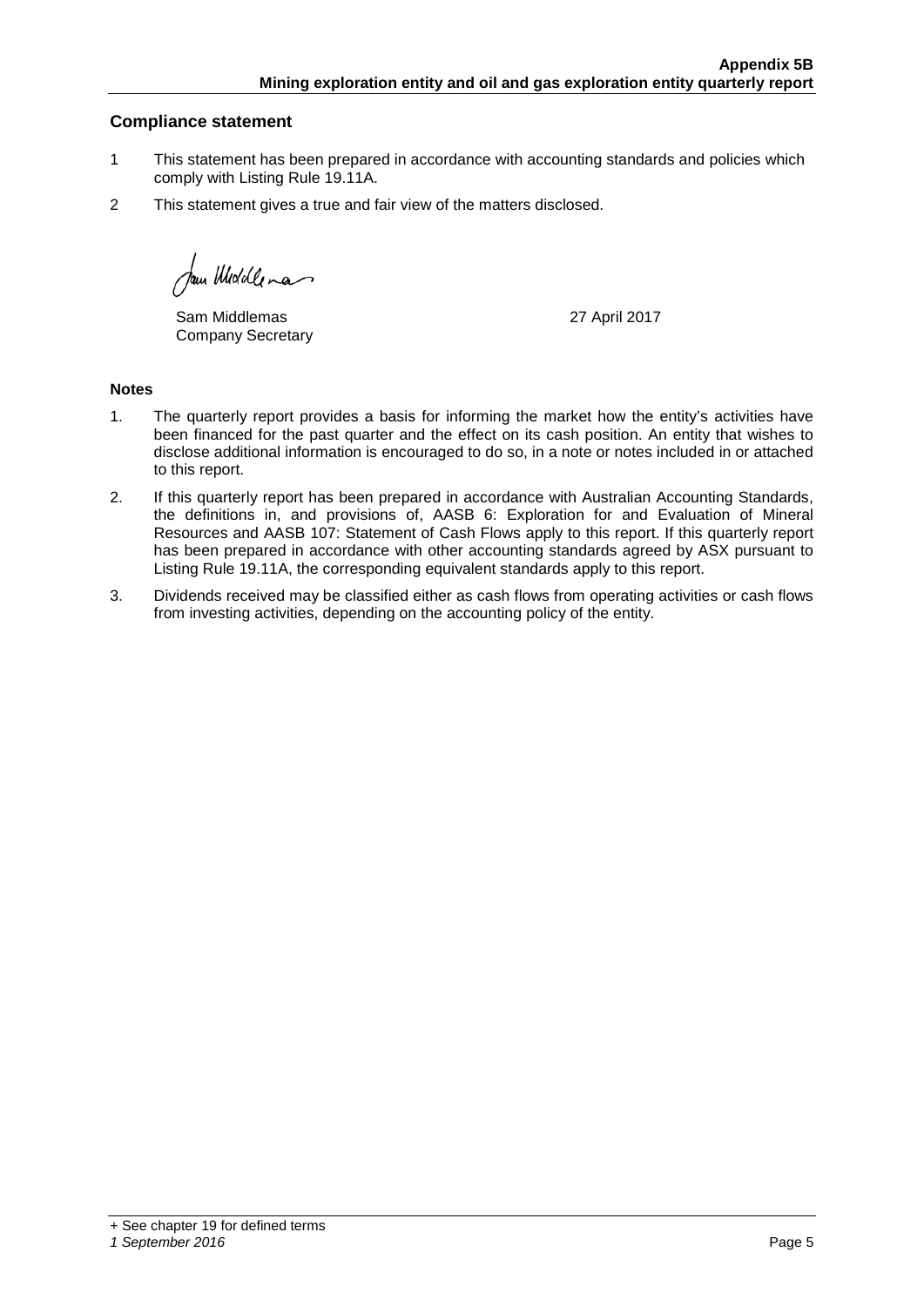## Compliance statement

1 This statement has been prepared in accordance with accounting standards and policies which comply with Listing Rule 19.11A.

2 This statement gives a true and fair view of the matters disclosed.

Sam Middlemas
Company Secretary

27 April 2017

**Notes**

1. The quarterly report provides a basis for informing the market how the entity's activities have been financed for the past quarter and the effect on its cash position. An entity that wishes to disclose additional information is encouraged to do so, in a note or notes included in or attached to this report.

2. If this quarterly report has been prepared in accordance with Australian Accounting Standards, the definitions in, and provisions of, AASB 6: Exploration for and Evaluation of Mineral Resources and AASB 107: Statement of Cash Flows apply to this report. If this quarterly report has been prepared in accordance with other accounting standards agreed by ASX pursuant to Listing Rule 19.11A, the corresponding equivalent standards apply to this report.

3. Dividends received may be classified either as cash flows from operating activities or cash flows from investing activities, depending on the accounting policy of the entity.